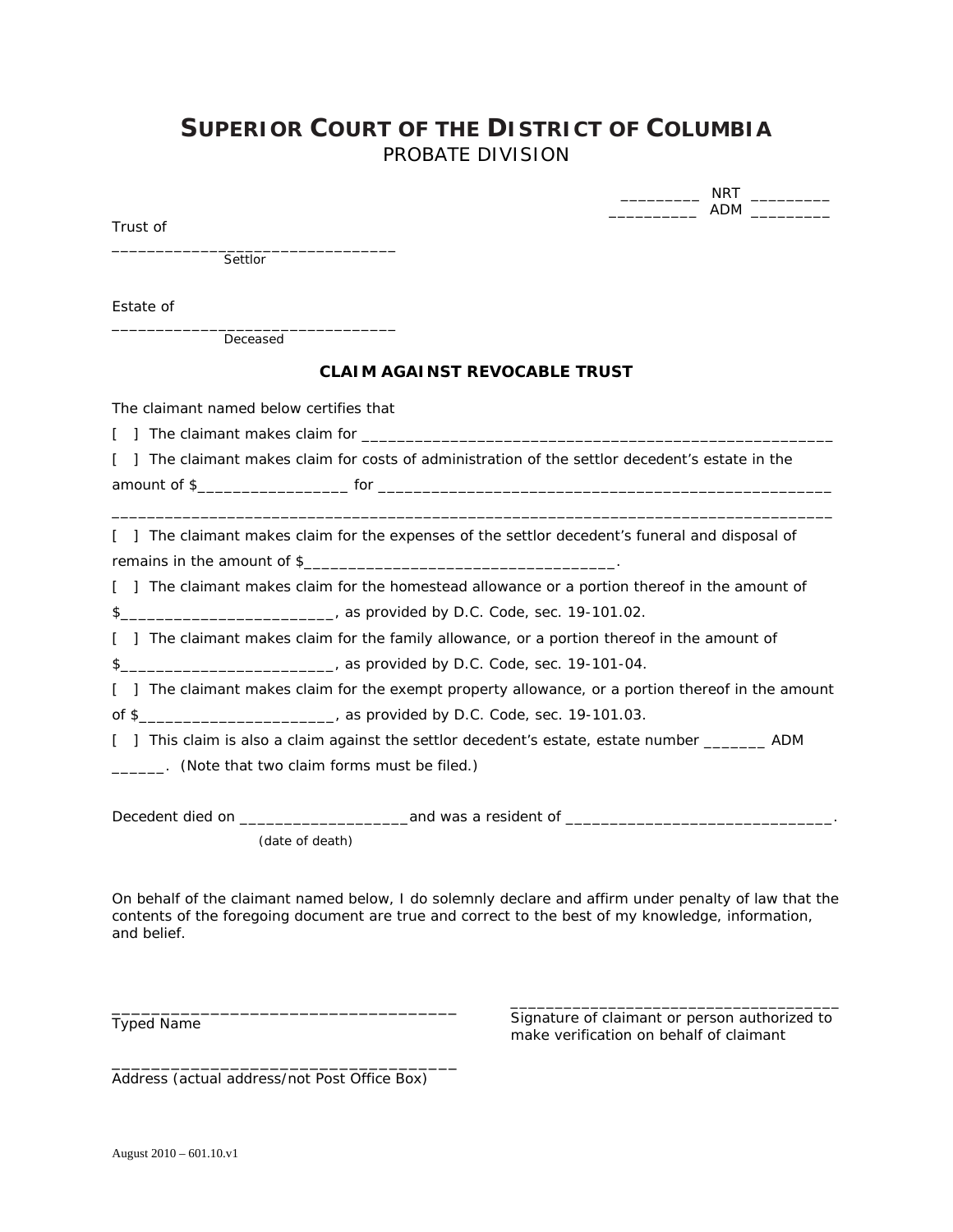# SUPERIOR COURT OF THE DISTRICT OF COLUMBIA
## PROBATE DIVISION

_________ NRT _________
__________ ADM _________

Trust of

_________________________________
Settlor

Estate of

_________________________________
Deceased

**CLAIM AGAINST REVOCABLE TRUST**

The claimant named below certifies that

[ ] The claimant makes claim for _______________________________________________________

[ ] The claimant makes claim for costs of administration of the settlor decedent's estate in the amount of $_________________ for ____________________________________________________

_________________________________________________________________________________

[ ] The claimant makes claim for the expenses of the settlor decedent's funeral and disposal of remains in the amount of $___________________________________.

[ ] The claimant makes claim for the homestead allowance or a portion thereof in the amount of $________________________, as provided by D.C. Code, sec. 19-101.02.

[ ] The claimant makes claim for the family allowance, or a portion thereof in the amount of $________________________, as provided by D.C. Code, sec. 19-101-04.

[ ] The claimant makes claim for the exempt property allowance, or a portion thereof in the amount of $______________________, as provided by D.C. Code, sec. 19-101.03.

[ ] This claim is also a claim against the settlor decedent's estate, estate number _______ ADM ______. (Note that two claim forms must be filed.)

Decedent died on ___________________and was a resident of ______________________________.
(date of death)

On behalf of the claimant named below, I do solemnly declare and affirm under penalty of law that the contents of the foregoing document are true and correct to the best of my knowledge, information, and belief.

______________________________________
Typed Name

______________________________________
Address (actual address/not Post Office Box)

_____________________________________
Signature of claimant or person authorized to make verification on behalf of claimant

August 2010 – 601.10.v1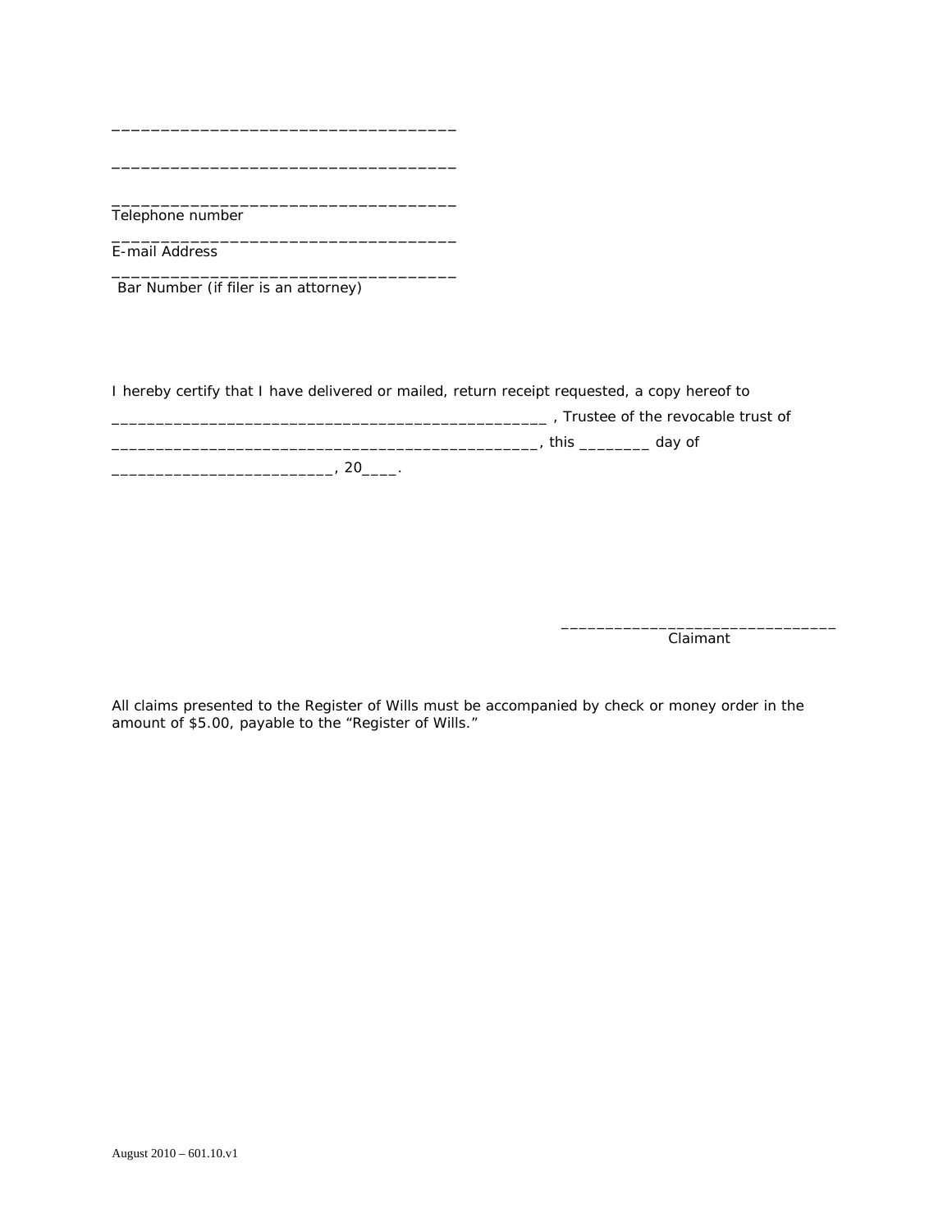____________________________________

____________________________________

____________________________________
Telephone number

____________________________________
E-mail Address

____________________________________
Bar Number (if filer is an attorney)

I hereby certify that I have delivered or mailed, return receipt requested, a copy hereof to _________________________________________________ , Trustee of the revocable trust of ________________________________________________, this ________ day of ________________________, 20____.

_______________________________
Claimant

All claims presented to the Register of Wills must be accompanied by check or money order in the amount of $5.00, payable to the "Register of Wills."

August 2010 – 601.10.v1